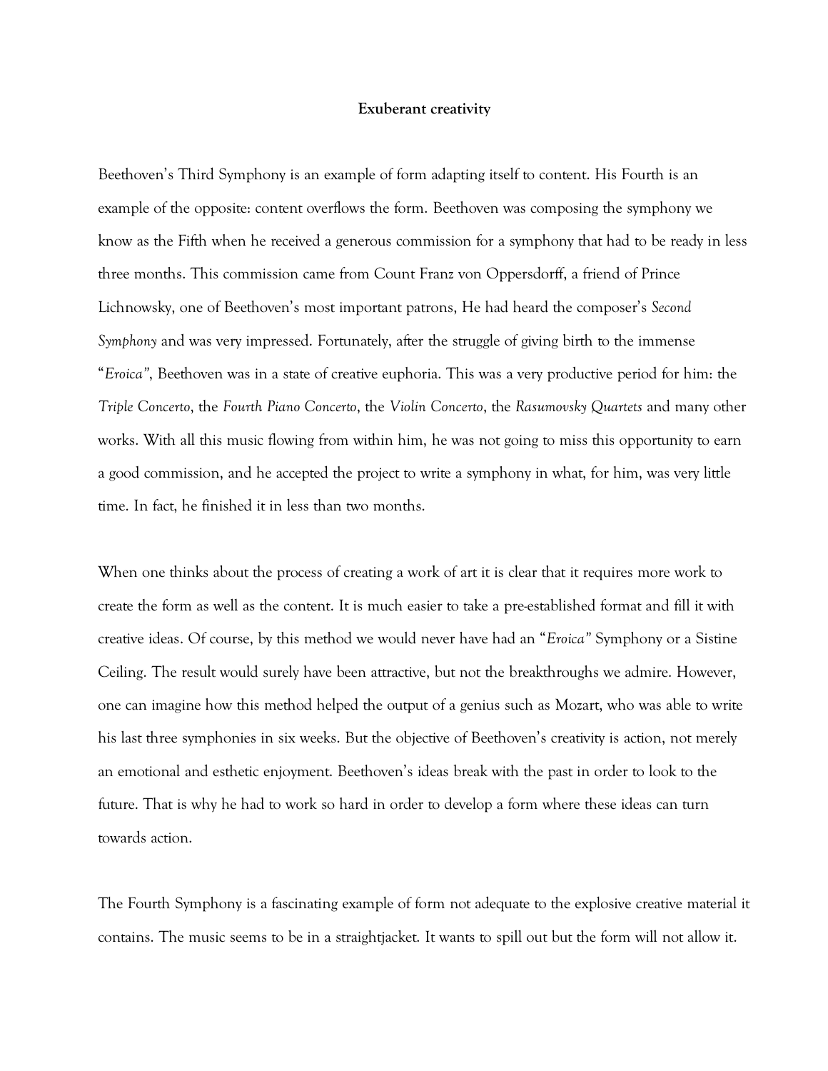**Exuberant creativity**

Beethoven's Third Symphony is an example of form adapting itself to content. His Fourth is an example of the opposite: content overflows the form. Beethoven was composing the symphony we know as the Fifth when he received a generous commission for a symphony that had to be ready in less three months. This commission came from Count Franz von Oppersdorff, a friend of Prince Lichnowsky, one of Beethoven's most important patrons, He had heard the composer's *Second Symphony* and was very impressed. Fortunately, after the struggle of giving birth to the immense "*Eroica*", Beethoven was in a state of creative euphoria. This was a very productive period for him: the *Triple Concerto*, the *Fourth Piano Concerto*, the *Violin Concerto*, the *Rasumovsky Quartets* and many other works. With all this music flowing from within him, he was not going to miss this opportunity to earn a good commission, and he accepted the project to write a symphony in what, for him, was very little time. In fact, he finished it in less than two months.

When one thinks about the process of creating a work of art it is clear that it requires more work to create the form as well as the content. It is much easier to take a pre-established format and fill it with creative ideas. Of course, by this method we would never have had an "*Eroica*" Symphony or a Sistine Ceiling. The result would surely have been attractive, but not the breakthroughs we admire. However, one can imagine how this method helped the output of a genius such as Mozart, who was able to write his last three symphonies in six weeks. But the objective of Beethoven's creativity is action, not merely an emotional and esthetic enjoyment. Beethoven's ideas break with the past in order to look to the future. That is why he had to work so hard in order to develop a form where these ideas can turn towards action.

The Fourth Symphony is a fascinating example of form not adequate to the explosive creative material it contains. The music seems to be in a straightjacket. It wants to spill out but the form will not allow it.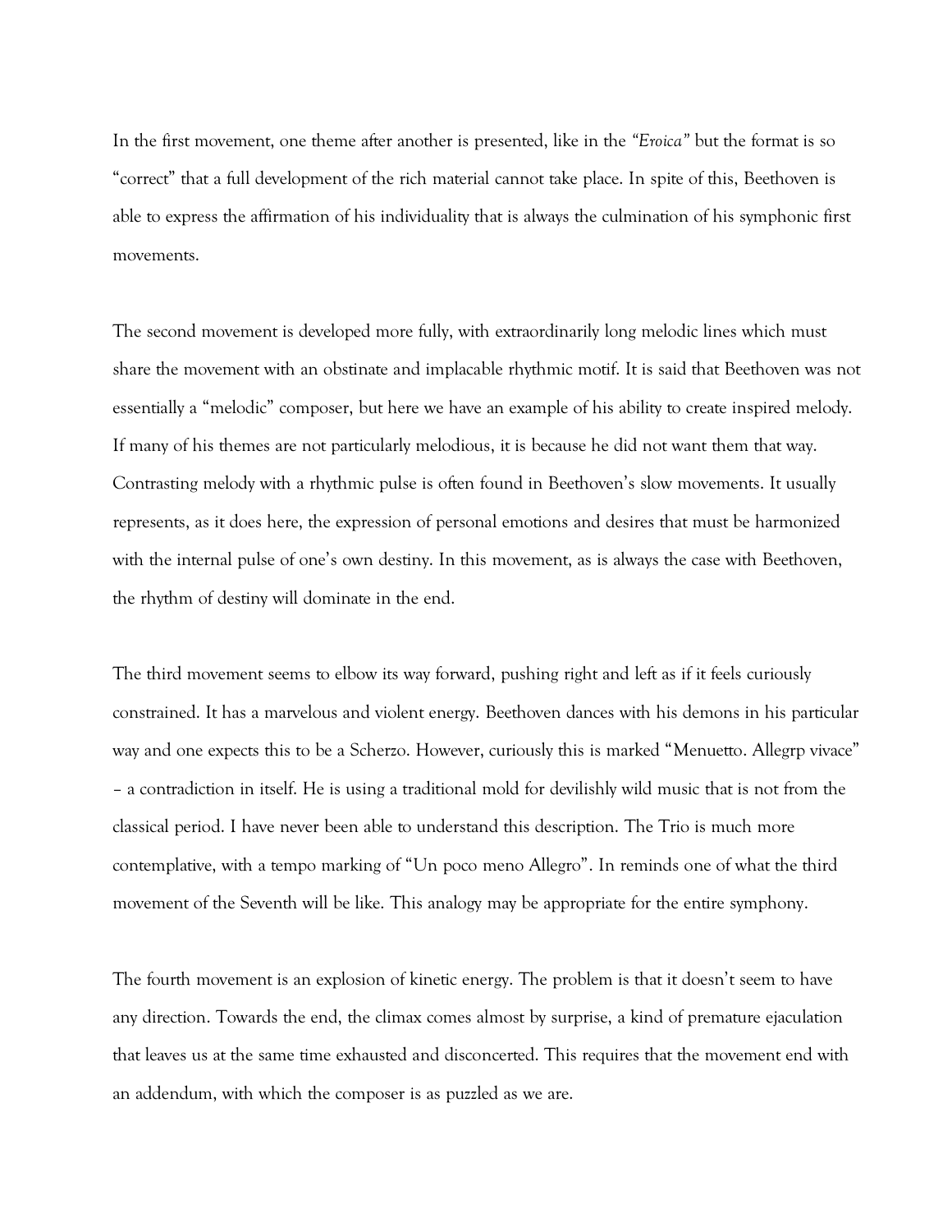In the first movement, one theme after another is presented, like in the *"Eroica"* but the format is so "correct" that a full development of the rich material cannot take place. In spite of this, Beethoven is able to express the affirmation of his individuality that is always the culmination of his symphonic first movements.

The second movement is developed more fully, with extraordinarily long melodic lines which must share the movement with an obstinate and implacable rhythmic motif. It is said that Beethoven was not essentially a "melodic" composer, but here we have an example of his ability to create inspired melody. If many of his themes are not particularly melodious, it is because he did not want them that way. Contrasting melody with a rhythmic pulse is often found in Beethoven's slow movements. It usually represents, as it does here, the expression of personal emotions and desires that must be harmonized with the internal pulse of one's own destiny. In this movement, as is always the case with Beethoven, the rhythm of destiny will dominate in the end.

The third movement seems to elbow its way forward, pushing right and left as if it feels curiously constrained. It has a marvelous and violent energy. Beethoven dances with his demons in his particular way and one expects this to be a Scherzo. However, curiously this is marked "Menuetto. Allegrp vivace" – a contradiction in itself. He is using a traditional mold for devilishly wild music that is not from the classical period. I have never been able to understand this description. The Trio is much more contemplative, with a tempo marking of "Un poco meno Allegro". In reminds one of what the third movement of the Seventh will be like. This analogy may be appropriate for the entire symphony.

The fourth movement is an explosion of kinetic energy. The problem is that it doesn't seem to have any direction. Towards the end, the climax comes almost by surprise, a kind of premature ejaculation that leaves us at the same time exhausted and disconcerted. This requires that the movement end with an addendum, with which the composer is as puzzled as we are.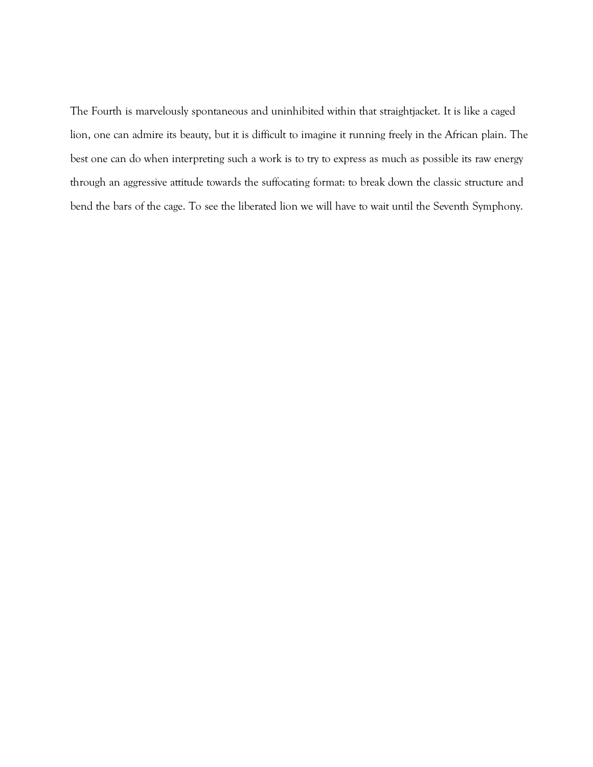The Fourth is marvelously spontaneous and uninhibited within that straightjacket. It is like a caged lion, one can admire its beauty, but it is difficult to imagine it running freely in the African plain. The best one can do when interpreting such a work is to try to express as much as possible its raw energy through an aggressive attitude towards the suffocating format: to break down the classic structure and bend the bars of the cage. To see the liberated lion we will have to wait until the Seventh Symphony.